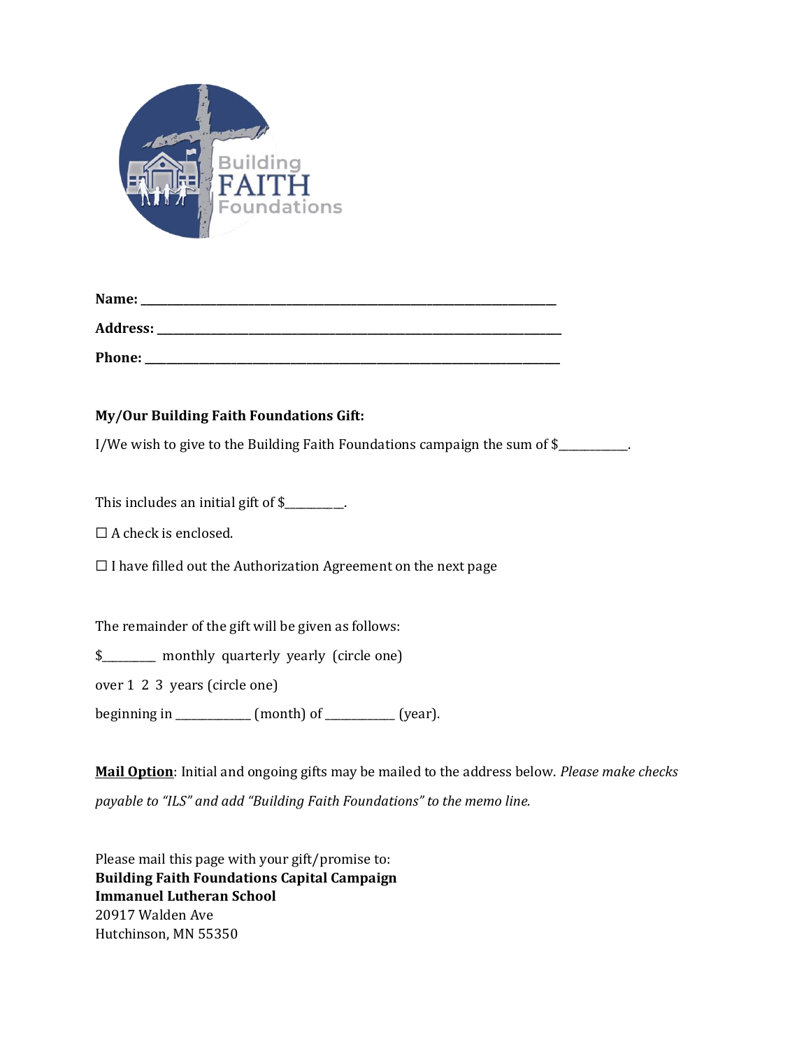Building FAITH Foundations

**Name:** ______________________________________________________________________

**Address:** ____________________________________________________________________

**Phone:** ______________________________________________________________________

**My/Our Building Faith Foundations Gift:**

I/We wish to give to the Building Faith Foundations campaign the sum of $____________.

This includes an initial gift of $___________.

☐ A check is enclosed.

☐ I have filled out the Authorization Agreement on the next page

The remainder of the gift will be given as follows:

$_________ monthly quarterly yearly (circle one)

over 1 2 3 years (circle one)

beginning in _____________ (month) of ____________ (year).

**Mail Option**: Initial and ongoing gifts may be mailed to the address below. *Please make checks payable to "ILS" and add "Building Faith Foundations" to the memo line.*

Please mail this page with your gift/promise to:
**Building Faith Foundations Capital Campaign**
**Immanuel Lutheran School**
20917 Walden Ave
Hutchinson, MN 55350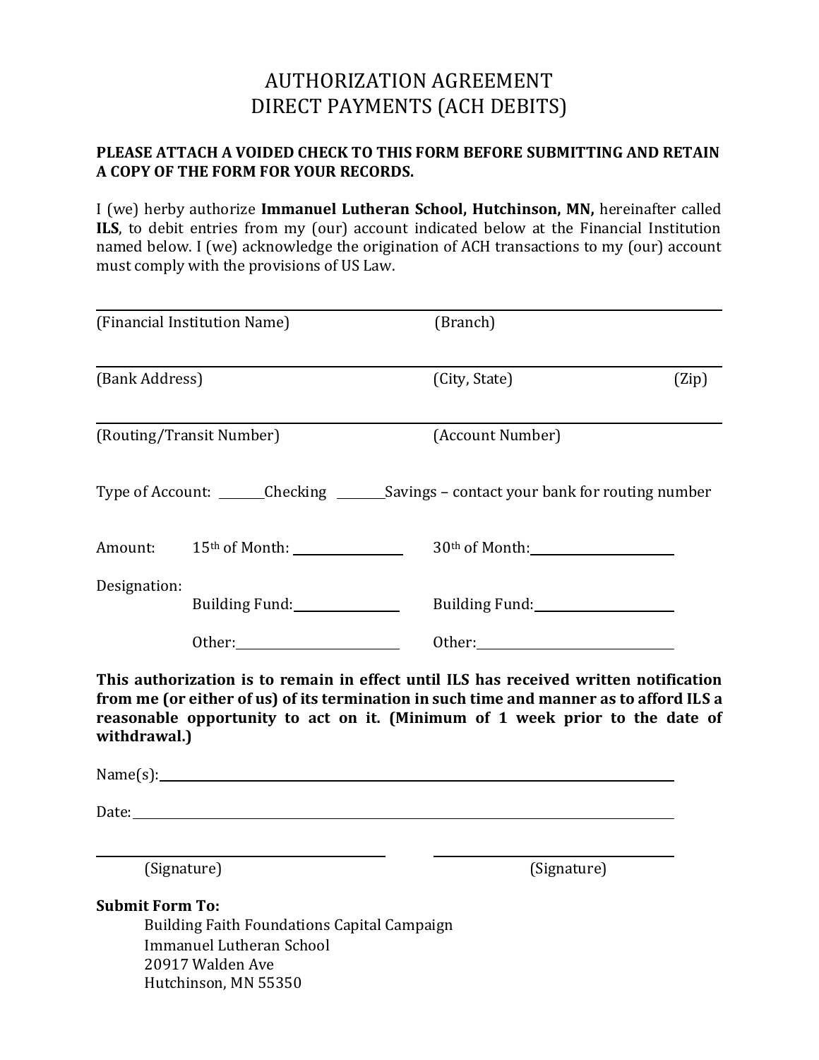# AUTHORIZATION AGREEMENT
# DIRECT PAYMENTS (ACH DEBITS)

**PLEASE ATTACH A VOIDED CHECK TO THIS FORM BEFORE SUBMITTING AND RETAIN A COPY OF THE FORM FOR YOUR RECORDS.**

I (we) herby authorize **Immanuel Lutheran School, Hutchinson, MN,** hereinafter called **ILS**, to debit entries from my (our) account indicated below at the Financial Institution named below. I (we) acknowledge the origination of ACH transactions to my (our) account must comply with the provisions of US Law.

______________________________________________

(Financial Institution Name) (Branch)

______________________________________________

(Bank Address) (City, State) (Zip)

______________________________________________

(Routing/Transit Number) (Account Number)

Type of Account: ______Checking ______Savings – contact your bank for routing number

Amount: 15th of Month: ____________ 30th of Month: ________________

Designation:

Building Fund: ____________ Building Fund: ________________

Other: ________________ Other: ____________________

**This authorization is to remain in effect until ILS has received written notification from me (or either of us) of its termination in such time and manner as to afford ILS a reasonable opportunity to act on it. (Minimum of 1 week prior to the date of withdrawal.)**

Name(s): ________________________________________________

Date: __________________________________________________

______________________________ ______________________________

(Signature) (Signature)

**Submit Form To:**

Building Faith Foundations Capital Campaign
Immanuel Lutheran School
20917 Walden Ave
Hutchinson, MN 55350